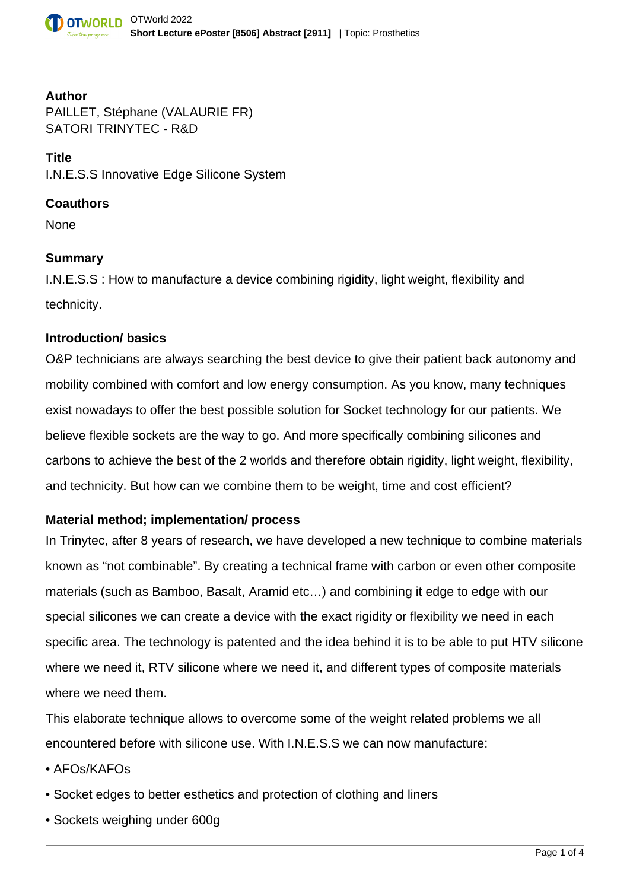**Author**

PAILLET, Stéphane (VALAURIE FR)
SATORI TRINYTEC - R&D

**Title**

I.N.E.S.S Innovative Edge Silicone System

**Coauthors**

None

**Summary**

I.N.E.S.S : How to manufacture a device combining rigidity, light weight, flexibility and technicity.

**Introduction/ basics**

O&P technicians are always searching the best device to give their patient back autonomy and mobility combined with comfort and low energy consumption. As you know, many techniques exist nowadays to offer the best possible solution for Socket technology for our patients. We believe flexible sockets are the way to go. And more specifically combining silicones and carbons to achieve the best of the 2 worlds and therefore obtain rigidity, light weight, flexibility, and technicity. But how can we combine them to be weight, time and cost efficient?

**Material method; implementation/ process**

In Trinytec, after 8 years of research, we have developed a new technique to combine materials known as “not combinable”. By creating a technical frame with carbon or even other composite materials (such as Bamboo, Basalt, Aramid etc…) and combining it edge to edge with our special silicones we can create a device with the exact rigidity or flexibility we need in each specific area. The technology is patented and the idea behind it is to be able to put HTV silicone where we need it, RTV silicone where we need it, and different types of composite materials where we need them.

This elaborate technique allows to overcome some of the weight related problems we all encountered before with silicone use. With I.N.E.S.S we can now manufacture:

- AFOs/KAFOs
- Socket edges to better esthetics and protection of clothing and liners
- Sockets weighing under 600g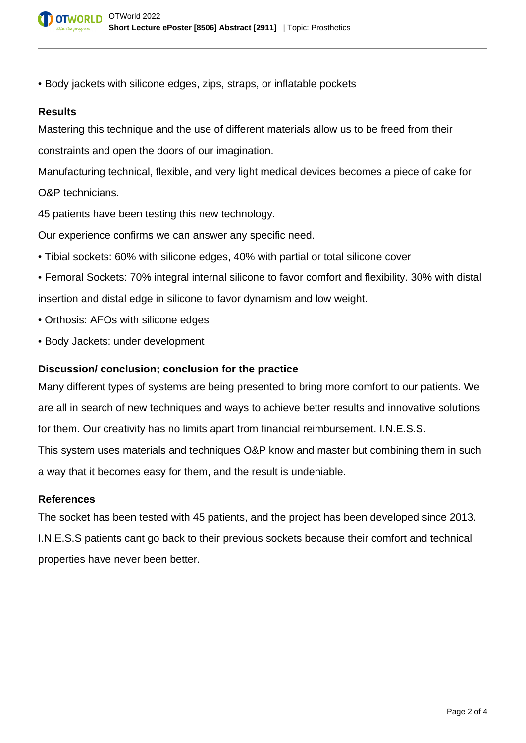- Body jackets with silicone edges, zips, straps, or inflatable pockets

### Results

Mastering this technique and the use of different materials allow us to be freed from their constraints and open the doors of our imagination.

Manufacturing technical, flexible, and very light medical devices becomes a piece of cake for O&P technicians.

45 patients have been testing this new technology.

Our experience confirms we can answer any specific need.

- Tibial sockets: 60% with silicone edges, 40% with partial or total silicone cover
- Femoral Sockets: 70% integral internal silicone to favor comfort and flexibility. 30% with distal insertion and distal edge in silicone to favor dynamism and low weight.
- Orthosis: AFOs with silicone edges
- Body Jackets: under development

### Discussion/ conclusion; conclusion for the practice

Many different types of systems are being presented to bring more comfort to our patients. We are all in search of new techniques and ways to achieve better results and innovative solutions for them. Our creativity has no limits apart from financial reimbursement. I.N.E.S.S.

This system uses materials and techniques O&P know and master but combining them in such a way that it becomes easy for them, and the result is undeniable.

### References

The socket has been tested with 45 patients, and the project has been developed since 2013.

I.N.E.S.S patients cant go back to their previous sockets because their comfort and technical properties have never been better.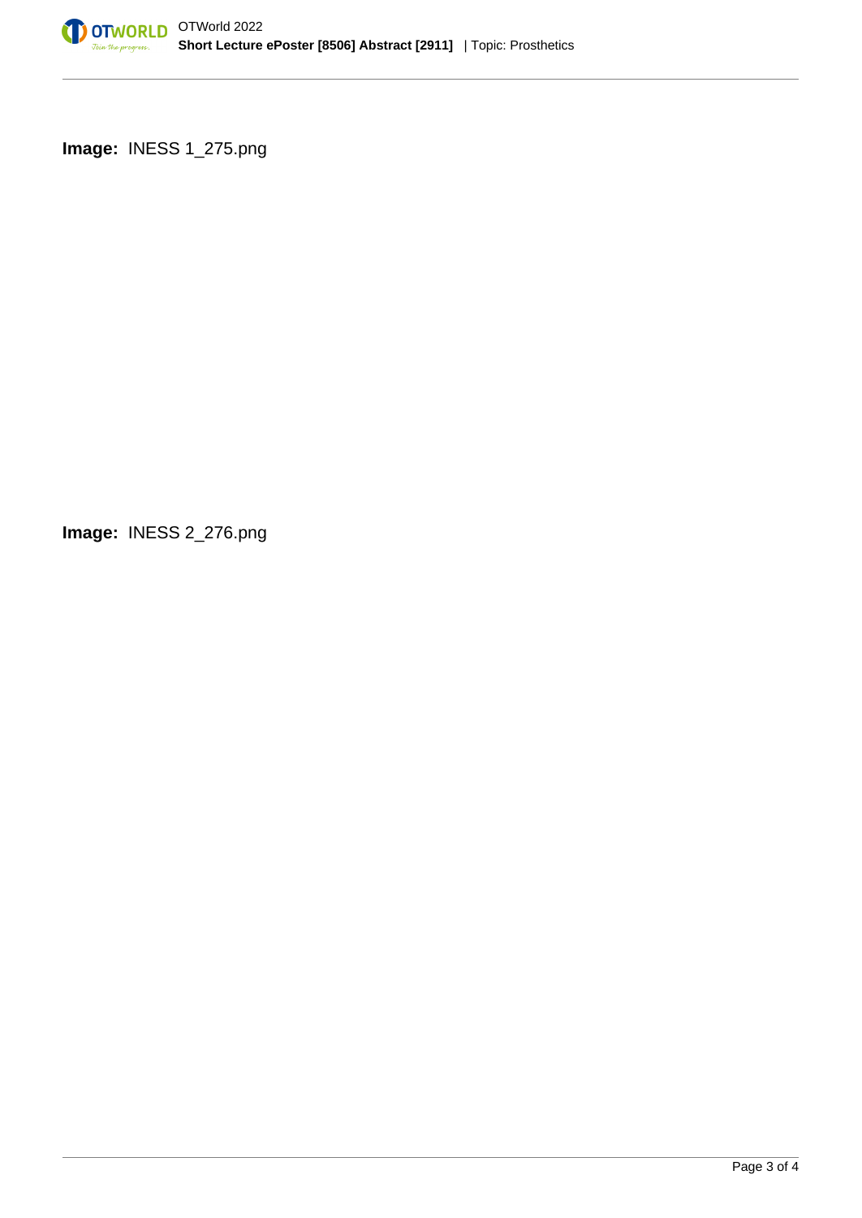**Image:** INESS 1_275.png

**Image:** INESS 2_276.png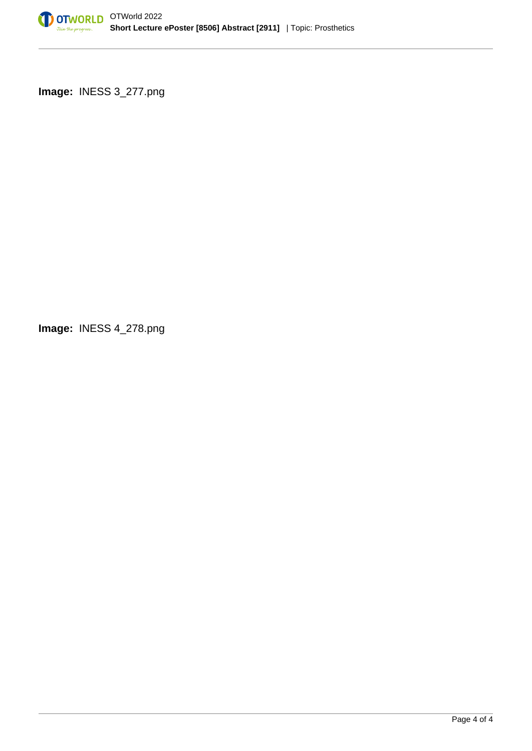**Image:** INESS 3_277.png

**Image:** INESS 4_278.png